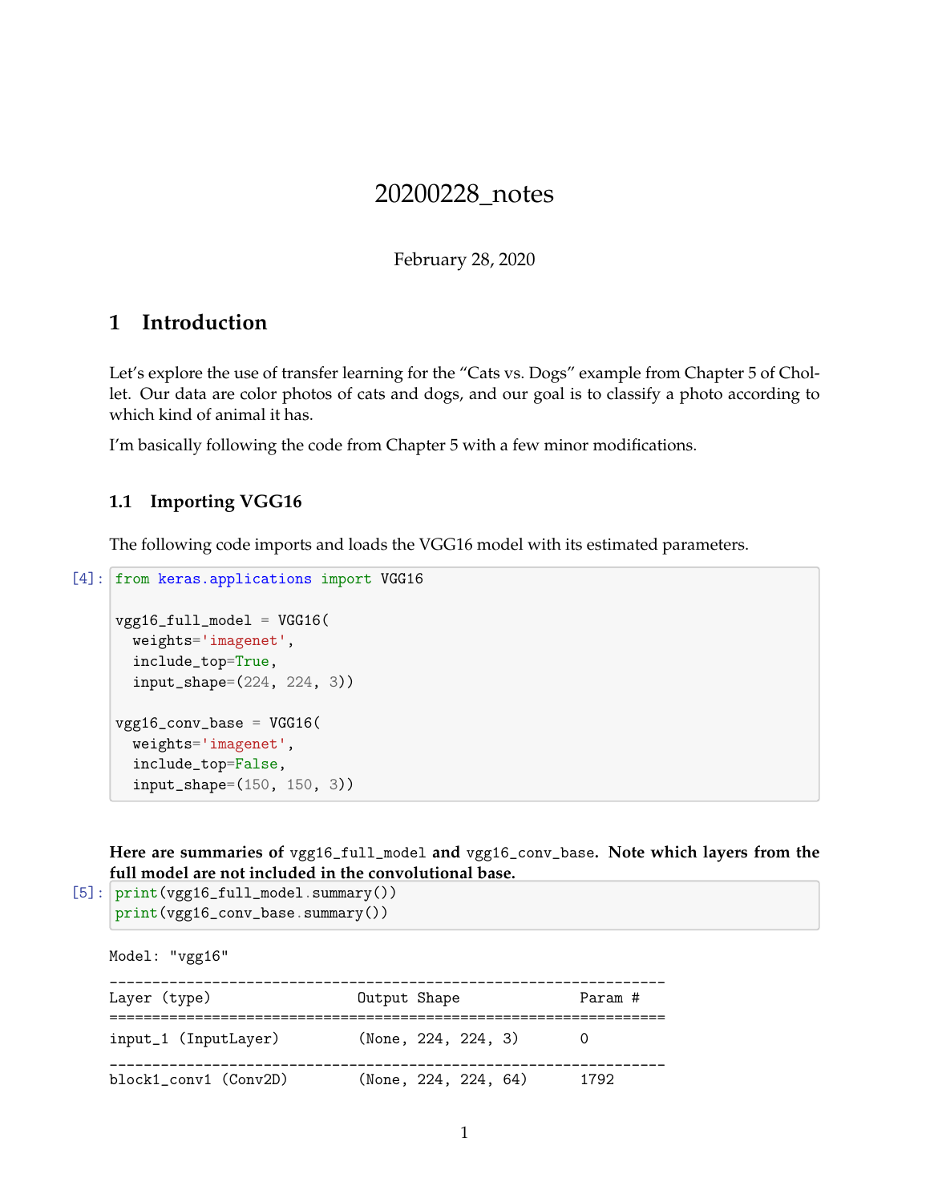# 20200228_notes

February 28, 2020

## 1 Introduction

Let's explore the use of transfer learning for the "Cats vs. Dogs" example from Chapter 5 of Chollet. Our data are color photos of cats and dogs, and our goal is to classify a photo according to which kind of animal it has.

I'm basically following the code from Chapter 5 with a few minor modifications.

### 1.1 Importing VGG16

The following code imports and loads the VGG16 model with its estimated parameters.

```
[4]: from keras.applications import VGG16

vgg16_full_model = VGG16(
  weights='imagenet',
  include_top=True,
  input_shape=(224, 224, 3))

vgg16_conv_base = VGG16(
  weights='imagenet',
  include_top=False,
  input_shape=(150, 150, 3))
```

**Here are summaries of** `vgg16_full_model` **and** `vgg16_conv_base`**. Note which layers from the full model are not included in the convolutional base.**

```
[5]: print(vgg16_full_model.summary())
print(vgg16_conv_base.summary())
```

```
Model: "vgg16"
_________________________________________________________________
Layer (type)                 Output Shape              Param #
=================================================================
input_1 (InputLayer)         (None, 224, 224, 3)       0
_________________________________________________________________
block1_conv1 (Conv2D)        (None, 224, 224, 64)      1792
```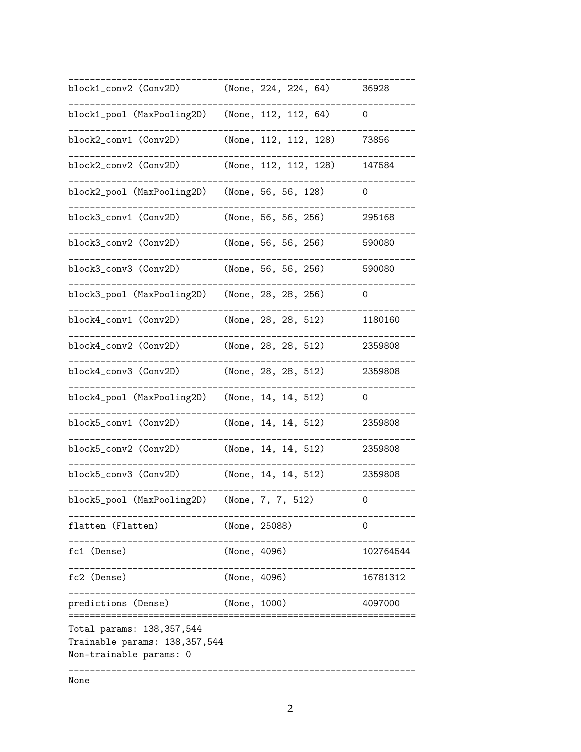```
_________________________________________________________________
block1_conv2 (Conv2D)        (None, 224, 224, 64)      36928     
_________________________________________________________________
block1_pool (MaxPooling2D)   (None, 112, 112, 64)      0         
_________________________________________________________________
block2_conv1 (Conv2D)        (None, 112, 112, 128)     73856     
_________________________________________________________________
block2_conv2 (Conv2D)        (None, 112, 112, 128)     147584    
_________________________________________________________________
block2_pool (MaxPooling2D)   (None, 56, 56, 128)       0         
_________________________________________________________________
block3_conv1 (Conv2D)        (None, 56, 56, 256)       295168    
_________________________________________________________________
block3_conv2 (Conv2D)        (None, 56, 56, 256)       590080    
_________________________________________________________________
block3_conv3 (Conv2D)        (None, 56, 56, 256)       590080    
_________________________________________________________________
block3_pool (MaxPooling2D)   (None, 28, 28, 256)       0         
_________________________________________________________________
block4_conv1 (Conv2D)        (None, 28, 28, 512)       1180160   
_________________________________________________________________
block4_conv2 (Conv2D)        (None, 28, 28, 512)       2359808   
_________________________________________________________________
block4_conv3 (Conv2D)        (None, 28, 28, 512)       2359808   
_________________________________________________________________
block4_pool (MaxPooling2D)   (None, 14, 14, 512)       0         
_________________________________________________________________
block5_conv1 (Conv2D)        (None, 14, 14, 512)       2359808   
_________________________________________________________________
block5_conv2 (Conv2D)        (None, 14, 14, 512)       2359808   
_________________________________________________________________
block5_conv3 (Conv2D)        (None, 14, 14, 512)       2359808   
_________________________________________________________________
block5_pool (MaxPooling2D)   (None, 7, 7, 512)         0         
_________________________________________________________________
flatten (Flatten)            (None, 25088)             0         
_________________________________________________________________
fc1 (Dense)                  (None, 4096)              102764544 
_________________________________________________________________
fc2 (Dense)                  (None, 4096)              16781312  
_________________________________________________________________
predictions (Dense)          (None, 1000)              4097000   
=================================================================
Total params: 138,357,544
Trainable params: 138,357,544
Non-trainable params: 0
_________________________________________________________________
None
```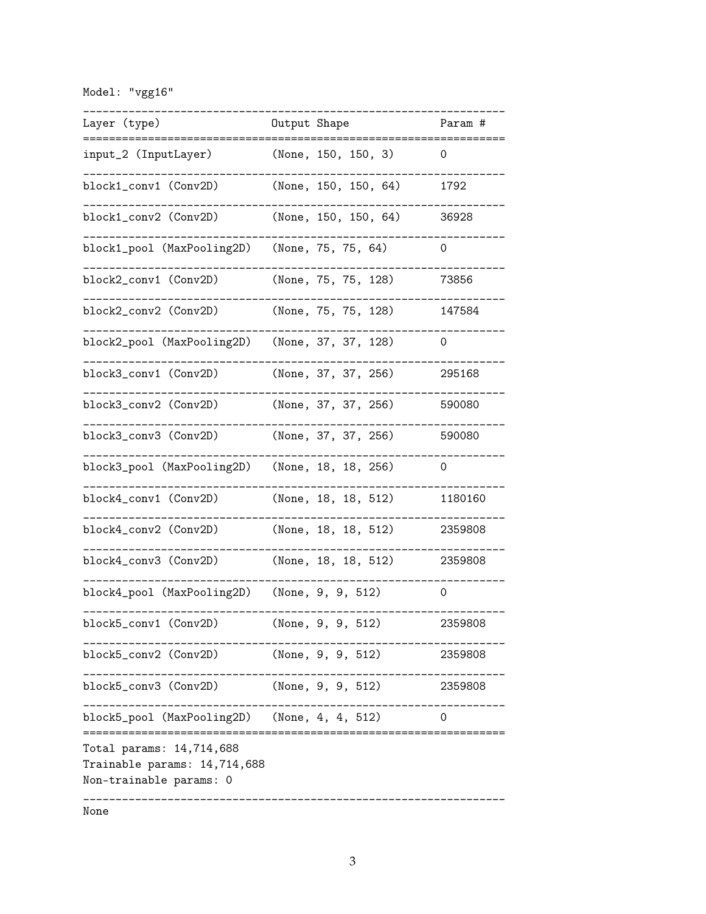```
Model: "vgg16"
_________________________________________________________________
Layer (type)                 Output Shape              Param #   
=================================================================
input_2 (InputLayer)         (None, 150, 150, 3)       0         
_________________________________________________________________
block1_conv1 (Conv2D)        (None, 150, 150, 64)      1792      
_________________________________________________________________
block1_conv2 (Conv2D)        (None, 150, 150, 64)      36928     
_________________________________________________________________
block1_pool (MaxPooling2D)   (None, 75, 75, 64)        0         
_________________________________________________________________
block2_conv1 (Conv2D)        (None, 75, 75, 128)       73856     
_________________________________________________________________
block2_conv2 (Conv2D)        (None, 75, 75, 128)       147584    
_________________________________________________________________
block2_pool (MaxPooling2D)   (None, 37, 37, 128)       0         
_________________________________________________________________
block3_conv1 (Conv2D)        (None, 37, 37, 256)       295168    
_________________________________________________________________
block3_conv2 (Conv2D)        (None, 37, 37, 256)       590080    
_________________________________________________________________
block3_conv3 (Conv2D)        (None, 37, 37, 256)       590080    
_________________________________________________________________
block3_pool (MaxPooling2D)   (None, 18, 18, 256)       0         
_________________________________________________________________
block4_conv1 (Conv2D)        (None, 18, 18, 512)       1180160   
_________________________________________________________________
block4_conv2 (Conv2D)        (None, 18, 18, 512)       2359808   
_________________________________________________________________
block4_conv3 (Conv2D)        (None, 18, 18, 512)       2359808   
_________________________________________________________________
block4_pool (MaxPooling2D)   (None, 9, 9, 512)         0         
_________________________________________________________________
block5_conv1 (Conv2D)        (None, 9, 9, 512)         2359808   
_________________________________________________________________
block5_conv2 (Conv2D)        (None, 9, 9, 512)         2359808   
_________________________________________________________________
block5_conv3 (Conv2D)        (None, 9, 9, 512)         2359808   
_________________________________________________________________
block5_pool (MaxPooling2D)   (None, 4, 4, 512)         0         
=================================================================
Total params: 14,714,688
Trainable params: 14,714,688
Non-trainable params: 0
_________________________________________________________________
None
```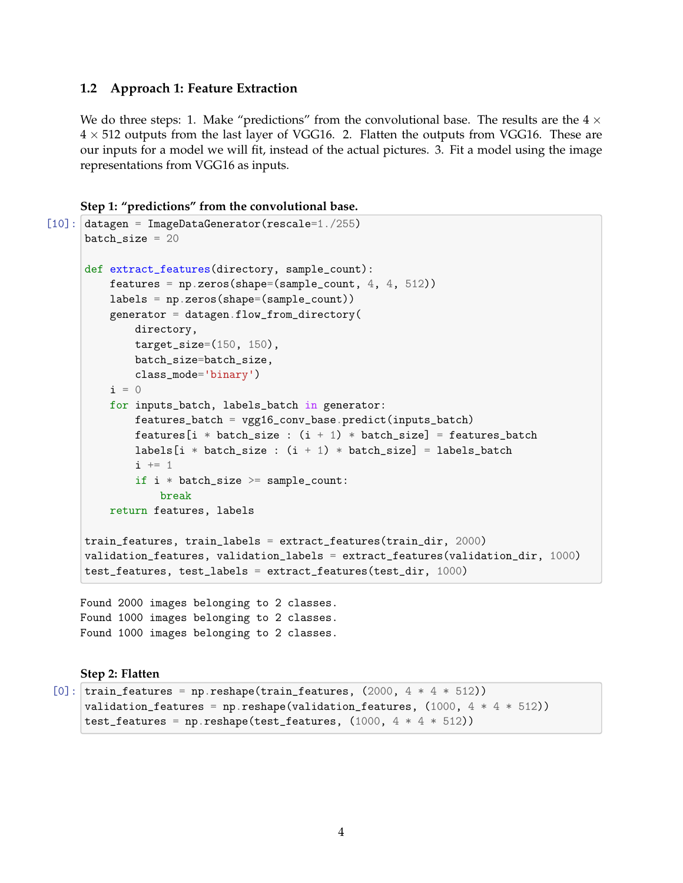## 1.2 Approach 1: Feature Extraction

We do three steps: 1. Make "predictions" from the convolutional base. The results are the $4 \times 4 \times 512$ outputs from the last layer of VGG16. 2. Flatten the outputs from VGG16. These are our inputs for a model we will fit, instead of the actual pictures. 3. Fit a model using the image representations from VGG16 as inputs.

**Step 1: "predictions" from the convolutional base.**

```
[10]: datagen = ImageDataGenerator(rescale=1./255)
      batch_size = 20

      def extract_features(directory, sample_count):
          features = np.zeros(shape=(sample_count, 4, 4, 512))
          labels = np.zeros(shape=(sample_count))
          generator = datagen.flow_from_directory(
              directory,
              target_size=(150, 150),
              batch_size=batch_size,
              class_mode='binary')
          i = 0
          for inputs_batch, labels_batch in generator:
              features_batch = vgg16_conv_base.predict(inputs_batch)
              features[i * batch_size : (i + 1) * batch_size] = features_batch
              labels[i * batch_size : (i + 1) * batch_size] = labels_batch
              i += 1
              if i * batch_size >= sample_count:
                  break
          return features, labels

      train_features, train_labels = extract_features(train_dir, 2000)
      validation_features, validation_labels = extract_features(validation_dir, 1000)
      test_features, test_labels = extract_features(test_dir, 1000)
```

```
Found 2000 images belonging to 2 classes.
Found 1000 images belonging to 2 classes.
Found 1000 images belonging to 2 classes.
```

**Step 2: Flatten**

```
[0]: train_features = np.reshape(train_features, (2000, 4 * 4 * 512))
     validation_features = np.reshape(validation_features, (1000, 4 * 4 * 512))
     test_features = np.reshape(test_features, (1000, 4 * 4 * 512))
```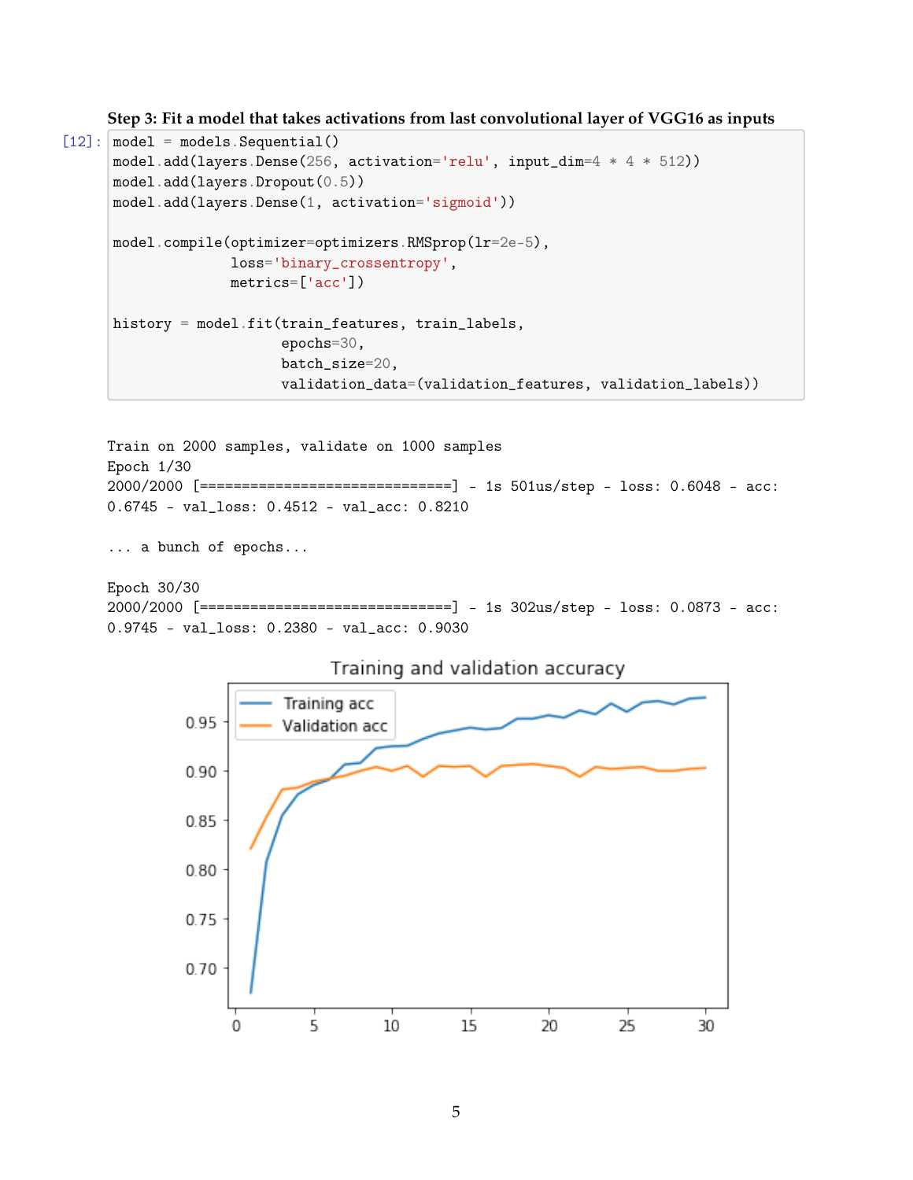**Step 3: Fit a model that takes activations from last convolutional layer of VGG16 as inputs**

```
[12]: model = models.Sequential()
model.add(layers.Dense(256, activation='relu', input_dim=4 * 4 * 512))
model.add(layers.Dropout(0.5))
model.add(layers.Dense(1, activation='sigmoid'))

model.compile(optimizer=optimizers.RMSprop(lr=2e-5),
              loss='binary_crossentropy',
              metrics=['acc'])

history = model.fit(train_features, train_labels,
                    epochs=30,
                    batch_size=20,
                    validation_data=(validation_features, validation_labels))
```

```
Train on 2000 samples, validate on 1000 samples
Epoch 1/30
2000/2000 [==============================] - 1s 501us/step - loss: 0.6048 - acc:
0.6745 - val_loss: 0.4512 - val_acc: 0.8210

... a bunch of epochs...

Epoch 30/30
2000/2000 [==============================] - 1s 302us/step - loss: 0.0873 - acc:
0.9745 - val_loss: 0.2380 - val_acc: 0.9030
```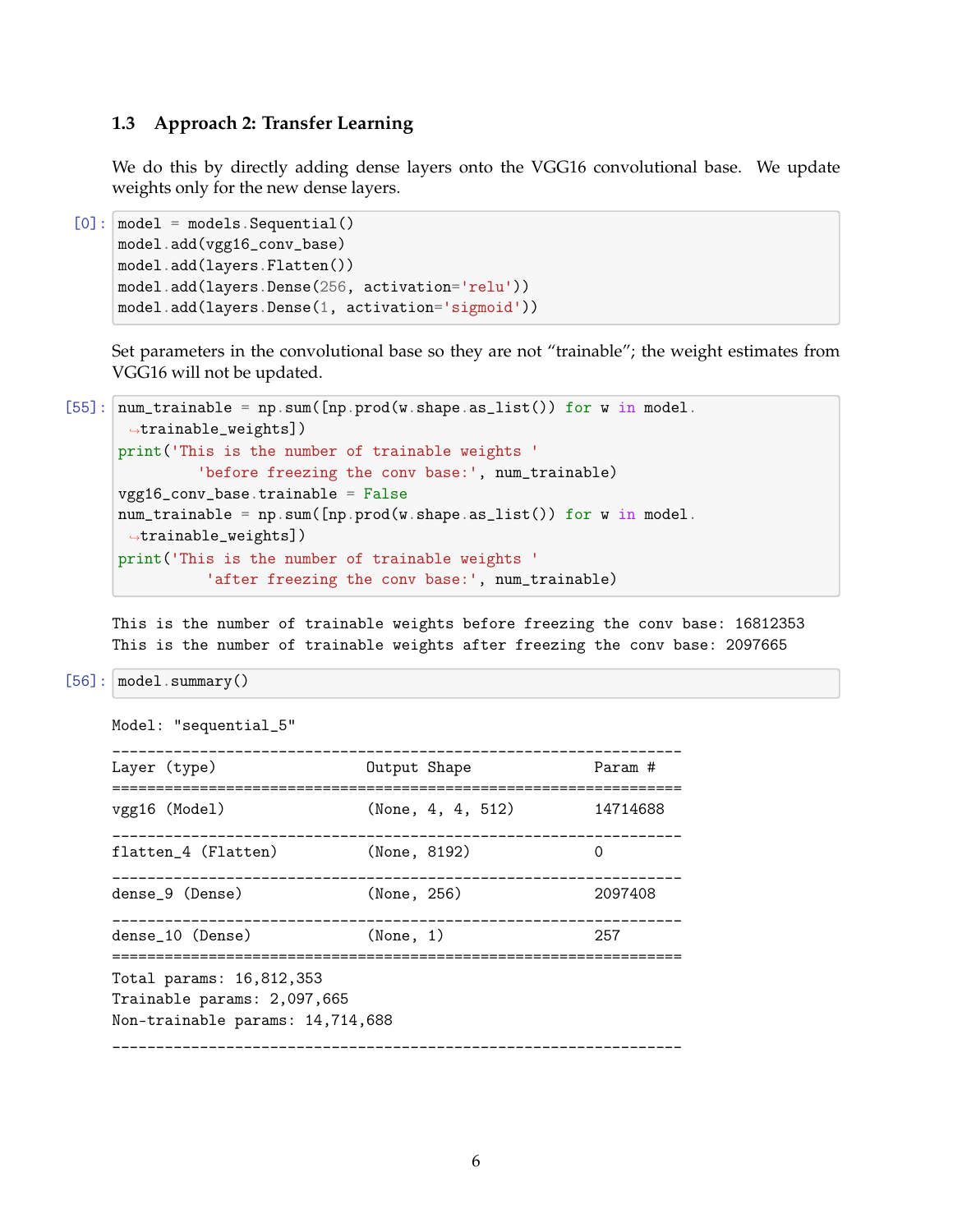### 1.3 Approach 2: Transfer Learning

We do this by directly adding dense layers onto the VGG16 convolutional base. We update weights only for the new dense layers.

```
[0]: model = models.Sequential()
     model.add(vgg16_conv_base)
     model.add(layers.Flatten())
     model.add(layers.Dense(256, activation='relu'))
     model.add(layers.Dense(1, activation='sigmoid'))
```

Set parameters in the convolutional base so they are not "trainable"; the weight estimates from VGG16 will not be updated.

```
[55]: num_trainable = np.sum([np.prod(w.shape.as_list()) for w in model.
       ↪trainable_weights])
      print('This is the number of trainable weights '
            'before freezing the conv base:', num_trainable)
      vgg16_conv_base.trainable = False
      num_trainable = np.sum([np.prod(w.shape.as_list()) for w in model.
       ↪trainable_weights])
      print('This is the number of trainable weights '
            'after freezing the conv base:', num_trainable)
```

```
This is the number of trainable weights before freezing the conv base: 16812353
This is the number of trainable weights after freezing the conv base: 2097665
```

```
[56]: model.summary()
```

```
Model: "sequential_5"
_________________________________________________________________
Layer (type)                 Output Shape              Param #
=================================================================
vgg16 (Model)                (None, 4, 4, 512)         14714688
_________________________________________________________________
flatten_4 (Flatten)          (None, 8192)              0
_________________________________________________________________
dense_9 (Dense)              (None, 256)               2097408
_________________________________________________________________
dense_10 (Dense)             (None, 1)                 257
=================================================================
Total params: 16,812,353
Trainable params: 2,097,665
Non-trainable params: 14,714,688
_________________________________________________________________
```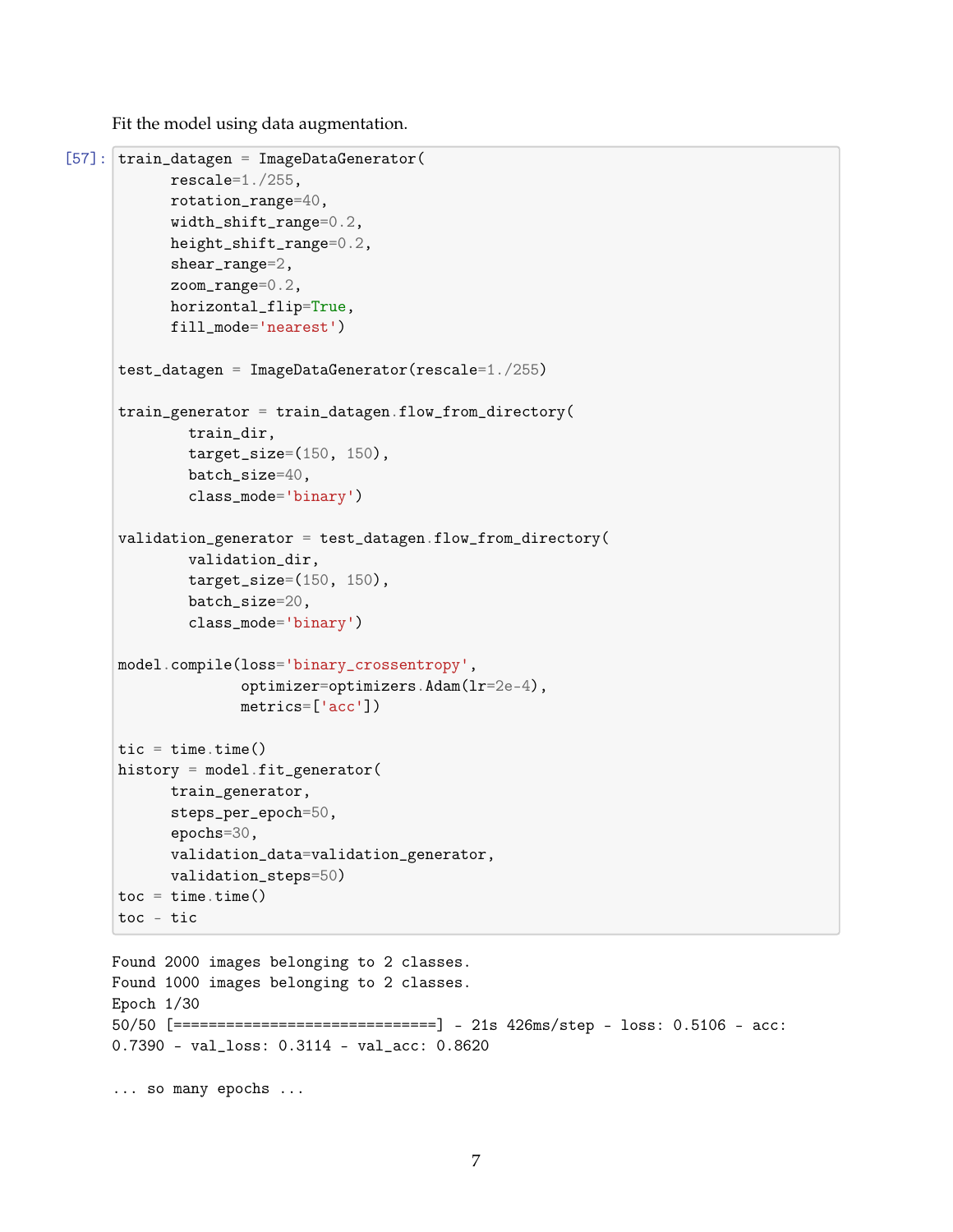Fit the model using data augmentation.

```
[57]: train_datagen = ImageDataGenerator(
          rescale=1./255,
          rotation_range=40,
          width_shift_range=0.2,
          height_shift_range=0.2,
          shear_range=2,
          zoom_range=0.2,
          horizontal_flip=True,
          fill_mode='nearest')

      test_datagen = ImageDataGenerator(rescale=1./255)

      train_generator = train_datagen.flow_from_directory(
              train_dir,
              target_size=(150, 150),
              batch_size=40,
              class_mode='binary')

      validation_generator = test_datagen.flow_from_directory(
              validation_dir,
              target_size=(150, 150),
              batch_size=20,
              class_mode='binary')

      model.compile(loss='binary_crossentropy',
                    optimizer=optimizers.Adam(lr=2e-4),
                    metrics=['acc'])

      tic = time.time()
      history = model.fit_generator(
            train_generator,
            steps_per_epoch=50,
            epochs=30,
            validation_data=validation_generator,
            validation_steps=50)
      toc = time.time()
      toc - tic
```

```
Found 2000 images belonging to 2 classes.
Found 1000 images belonging to 2 classes.
Epoch 1/30
50/50 [==============================] - 21s 426ms/step - loss: 0.5106 - acc:
0.7390 - val_loss: 0.3114 - val_acc: 0.8620

... so many epochs ...
```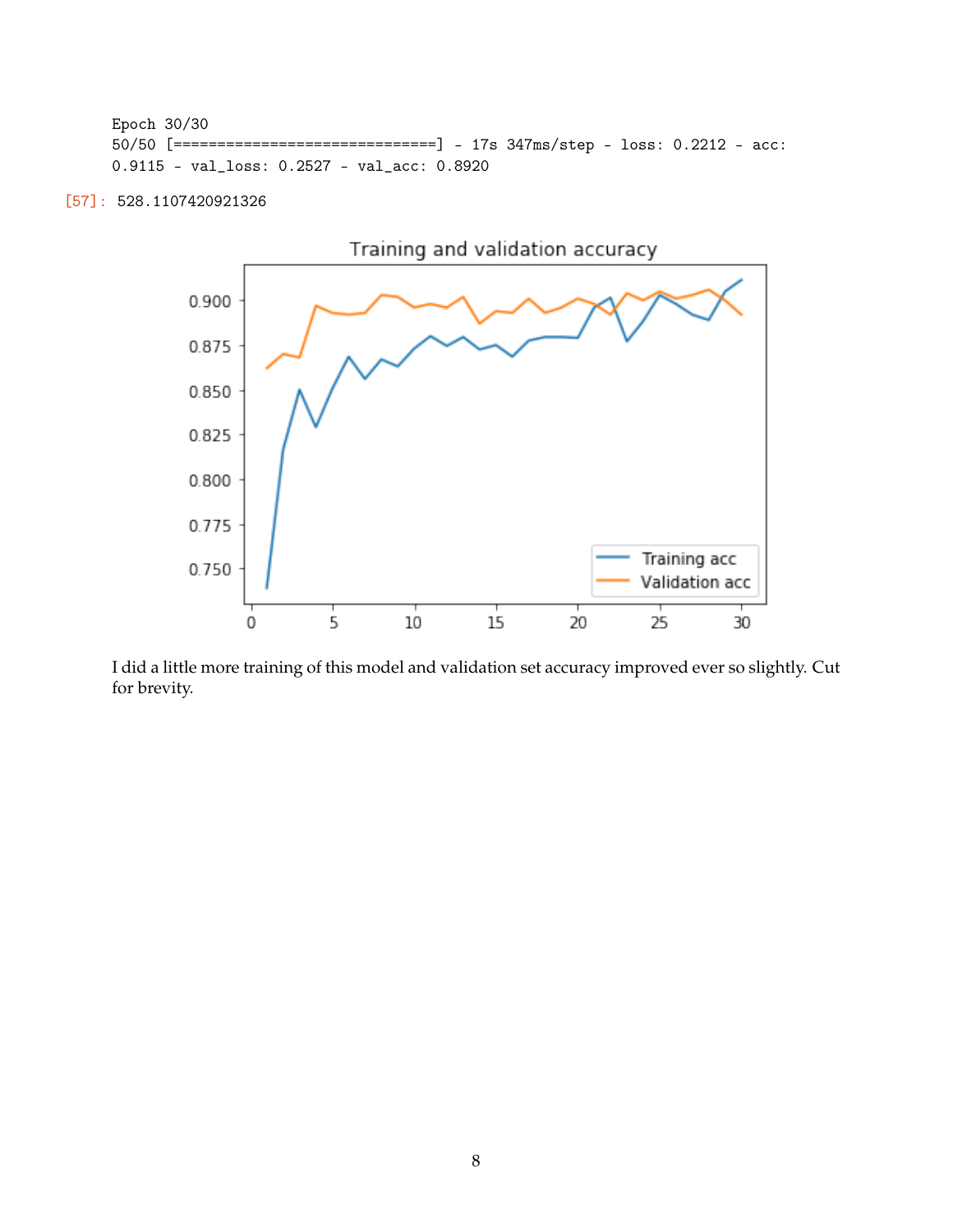```
Epoch 30/30
50/50 [==============================] - 17s 347ms/step - loss: 0.2212 - acc:
0.9115 - val_loss: 0.2527 - val_acc: 0.8920
```

[57]: 528.1107420921326

I did a little more training of this model and validation set accuracy improved ever so slightly. Cut for brevity.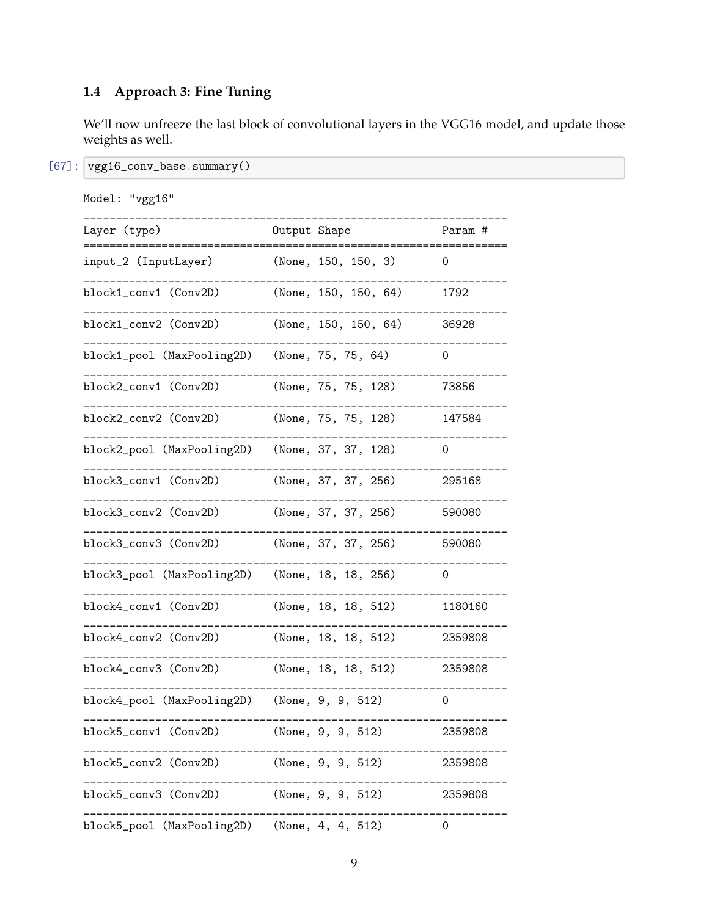### 1.4 Approach 3: Fine Tuning

We'll now unfreeze the last block of convolutional layers in the VGG16 model, and update those weights as well.

```
[67]: vgg16_conv_base.summary()
```

```
Model: "vgg16"
_________________________________________________________________
Layer (type)                 Output Shape              Param #
=================================================================
input_2 (InputLayer)         (None, 150, 150, 3)       0
_________________________________________________________________
block1_conv1 (Conv2D)        (None, 150, 150, 64)      1792
_________________________________________________________________
block1_conv2 (Conv2D)        (None, 150, 150, 64)      36928
_________________________________________________________________
block1_pool (MaxPooling2D)   (None, 75, 75, 64)        0
_________________________________________________________________
block2_conv1 (Conv2D)        (None, 75, 75, 128)       73856
_________________________________________________________________
block2_conv2 (Conv2D)        (None, 75, 75, 128)       147584
_________________________________________________________________
block2_pool (MaxPooling2D)   (None, 37, 37, 128)       0
_________________________________________________________________
block3_conv1 (Conv2D)        (None, 37, 37, 256)       295168
_________________________________________________________________
block3_conv2 (Conv2D)        (None, 37, 37, 256)       590080
_________________________________________________________________
block3_conv3 (Conv2D)        (None, 37, 37, 256)       590080
_________________________________________________________________
block3_pool (MaxPooling2D)   (None, 18, 18, 256)       0
_________________________________________________________________
block4_conv1 (Conv2D)        (None, 18, 18, 512)       1180160
_________________________________________________________________
block4_conv2 (Conv2D)        (None, 18, 18, 512)       2359808
_________________________________________________________________
block4_conv3 (Conv2D)        (None, 18, 18, 512)       2359808
_________________________________________________________________
block4_pool (MaxPooling2D)   (None, 9, 9, 512)         0
_________________________________________________________________
block5_conv1 (Conv2D)        (None, 9, 9, 512)         2359808
_________________________________________________________________
block5_conv2 (Conv2D)        (None, 9, 9, 512)         2359808
_________________________________________________________________
block5_conv3 (Conv2D)        (None, 9, 9, 512)         2359808
_________________________________________________________________
block5_pool (MaxPooling2D)   (None, 4, 4, 512)         0
```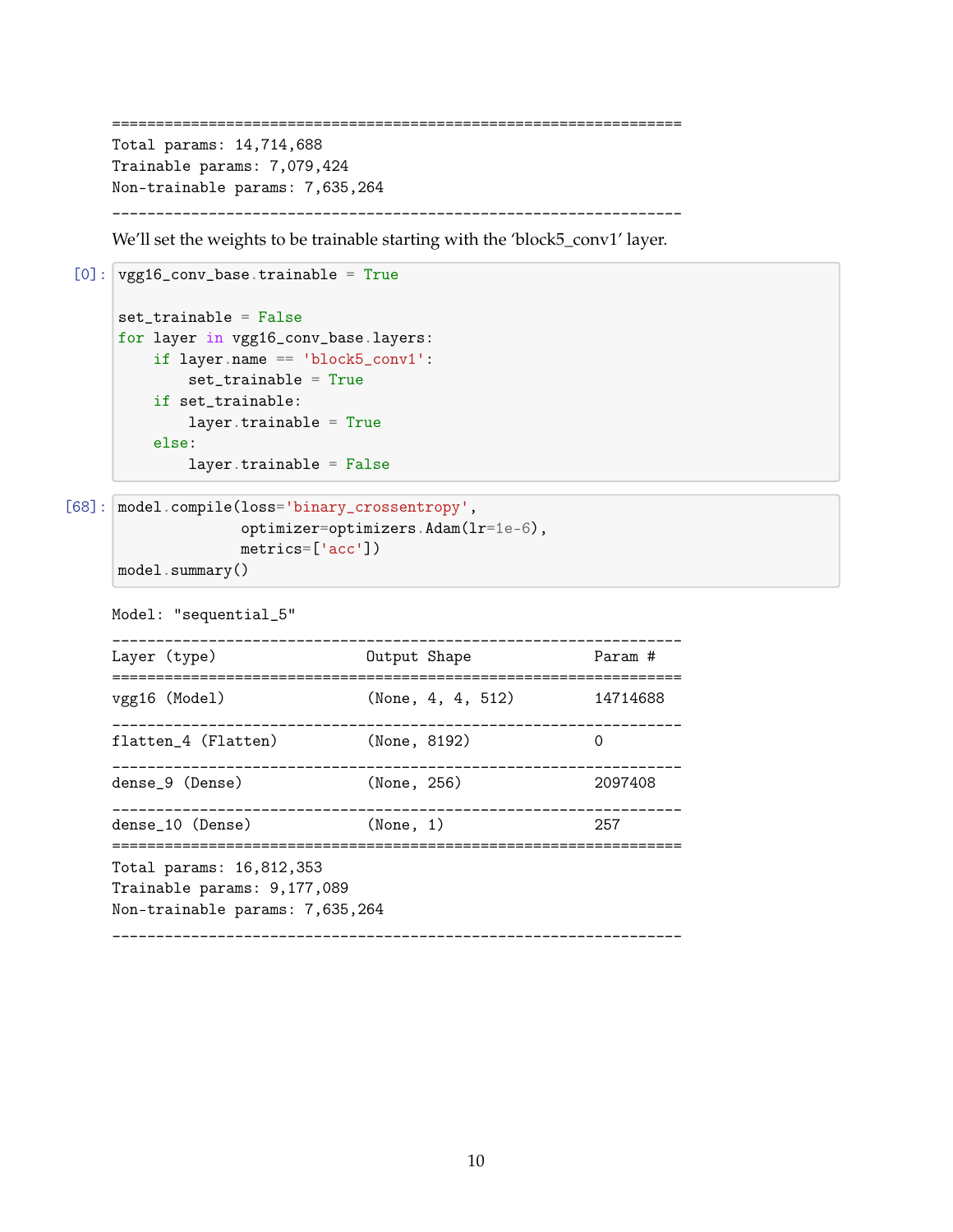```
=================================================================
Total params: 14,714,688
Trainable params: 7,079,424
Non-trainable params: 7,635,264
_________________________________________________________________
```

We'll set the weights to be trainable starting with the 'block5_conv1' layer.

```
[0]: vgg16_conv_base.trainable = True

     set_trainable = False
     for layer in vgg16_conv_base.layers:
         if layer.name == 'block5_conv1':
             set_trainable = True
         if set_trainable:
             layer.trainable = True
         else:
             layer.trainable = False
```

```
[68]: model.compile(loss='binary_crossentropy',
                    optimizer=optimizers.Adam(lr=1e-6),
                    metrics=['acc'])
      model.summary()
```

```
Model: "sequential_5"
_________________________________________________________________
Layer (type)                 Output Shape              Param #
=================================================================
vgg16 (Model)                (None, 4, 4, 512)         14714688
_________________________________________________________________
flatten_4 (Flatten)          (None, 8192)              0
_________________________________________________________________
dense_9 (Dense)              (None, 256)               2097408
_________________________________________________________________
dense_10 (Dense)             (None, 1)                 257
=================================================================
Total params: 16,812,353
Trainable params: 9,177,089
Non-trainable params: 7,635,264
_________________________________________________________________
```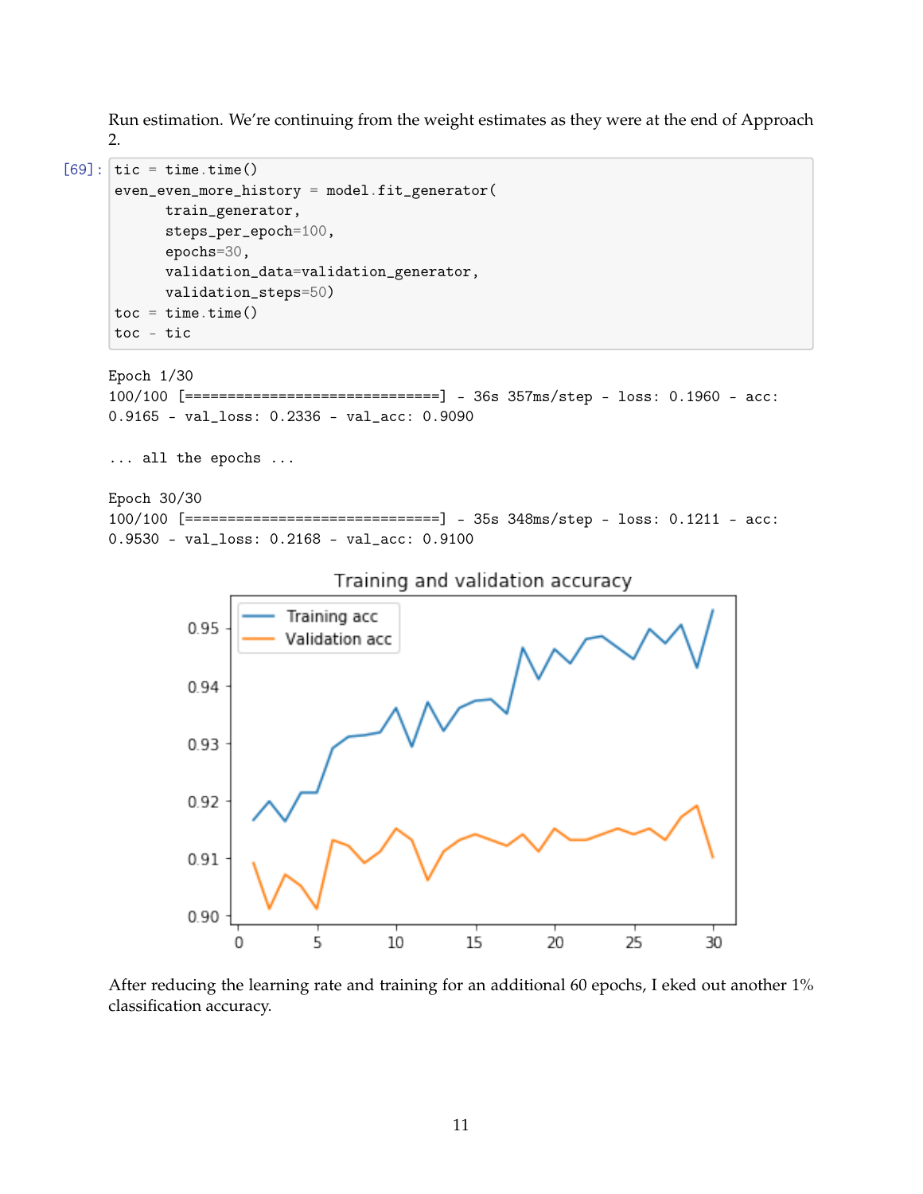Run estimation. We're continuing from the weight estimates as they were at the end of Approach 2.

```
[69]: tic = time.time()
      even_even_more_history = model.fit_generator(
            train_generator,
            steps_per_epoch=100,
            epochs=30,
            validation_data=validation_generator,
            validation_steps=50)
      toc = time.time()
      toc - tic
```

```
Epoch 1/30
100/100 [==============================] - 36s 357ms/step - loss: 0.1960 - acc:
0.9165 - val_loss: 0.2336 - val_acc: 0.9090

... all the epochs ...

Epoch 30/30
100/100 [==============================] - 35s 348ms/step - loss: 0.1211 - acc:
0.9530 - val_loss: 0.2168 - val_acc: 0.9100
```

After reducing the learning rate and training for an additional 60 epochs, I eked out another 1% classification accuracy.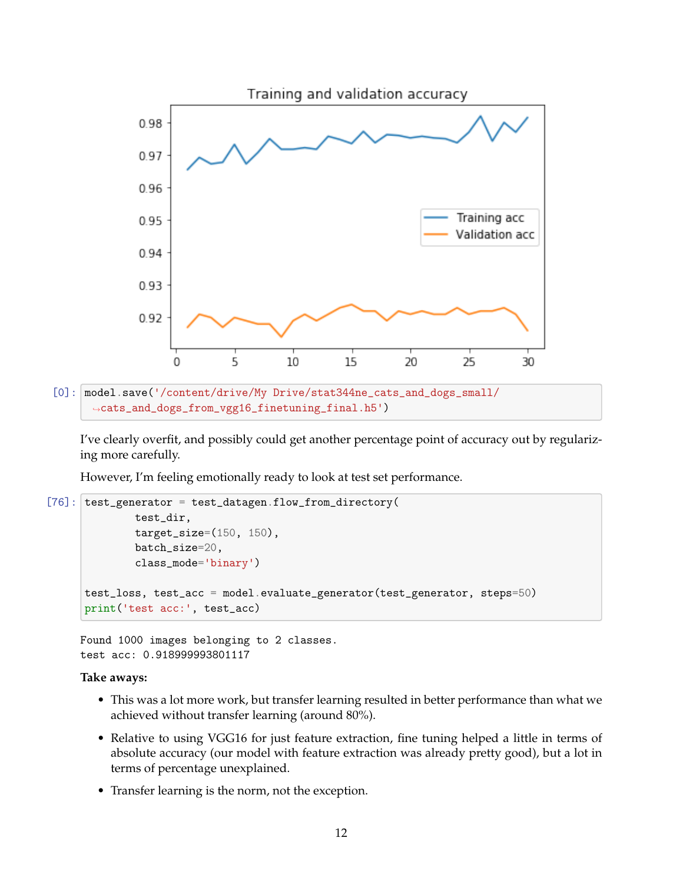Training and validation accuracy

0.98
0.97
0.96
0.95
0.94
0.93
0.92

0
5
10
15
20
25
30

Training acc
Validation acc

```
[0]: model.save('/content/drive/My Drive/stat344ne_cats_and_dogs_small/
       cats_and_dogs_from_vgg16_finetuning_final.h5')
```

I've clearly overfit, and possibly could get another percentage point of accuracy out by regularizing more carefully.

However, I'm feeling emotionally ready to look at test set performance.

```
[76]: test_generator = test_datagen.flow_from_directory(
              test_dir,
              target_size=(150, 150),
              batch_size=20,
              class_mode='binary')

      test_loss, test_acc = model.evaluate_generator(test_generator, steps=50)
      print('test acc:', test_acc)
```

```
Found 1000 images belonging to 2 classes.
test acc: 0.918999993801117
```

**Take aways:**

- This was a lot more work, but transfer learning resulted in better performance than what we achieved without transfer learning (around 80%).
- Relative to using VGG16 for just feature extraction, fine tuning helped a little in terms of absolute accuracy (our model with feature extraction was already pretty good), but a lot in terms of percentage unexplained.
- Transfer learning is the norm, not the exception.